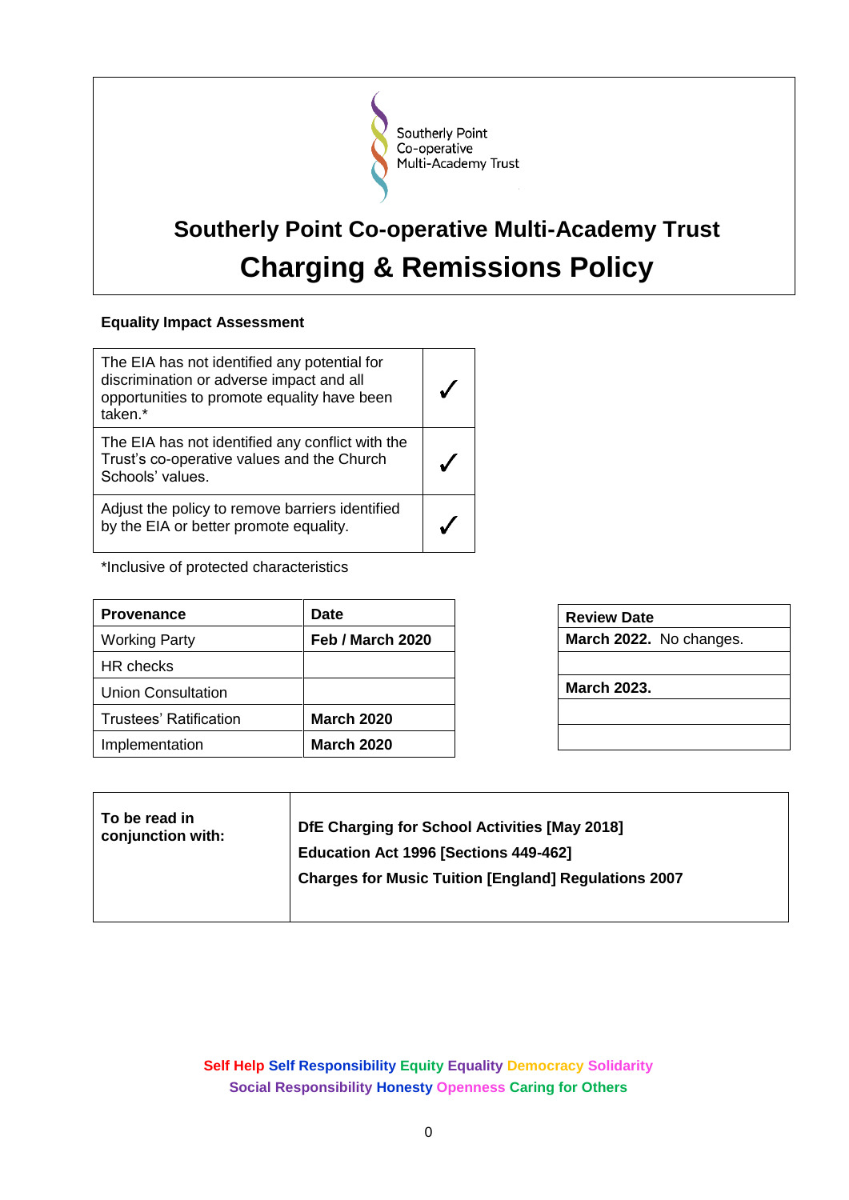Southerly Point
Co-operative
Multi-Academy Trust

# Southerly Point Co-operative Multi-Academy Trust

# Charging & Remissions Policy

**Equality Impact Assessment**

| | |
|---|---|
| The EIA has not identified any potential for discrimination or adverse impact and all opportunities to promote equality have been taken.* | ✓ |
| The EIA has not identified any conflict with the Trust's co-operative values and the Church Schools' values. | ✓ |
| Adjust the policy to remove barriers identified by the EIA or better promote equality. | ✓ |

*Inclusive of protected characteristics

| **Provenance** | **Date** |
|---|---|
| Working Party | **Feb / March 2020** |
| HR checks | |
| Union Consultation | |
| Trustees' Ratification | **March 2020** |
| Implementation | **March 2020** |

| **Review Date** |
|---|
| **March 2022.** No changes. |
| |
| **March 2023.** |
| |
| |

| | |
|---|---|
| **To be read in conjunction with:** | **DfE Charging for School Activities [May 2018]**<br>**Education Act 1996 [Sections 449-462]**<br>**Charges for Music Tuition [England] Regulations 2007** |

**Self Help Self Responsibility Equity Equality Democracy Solidarity**
**Social Responsibility Honesty Openness Caring for Others**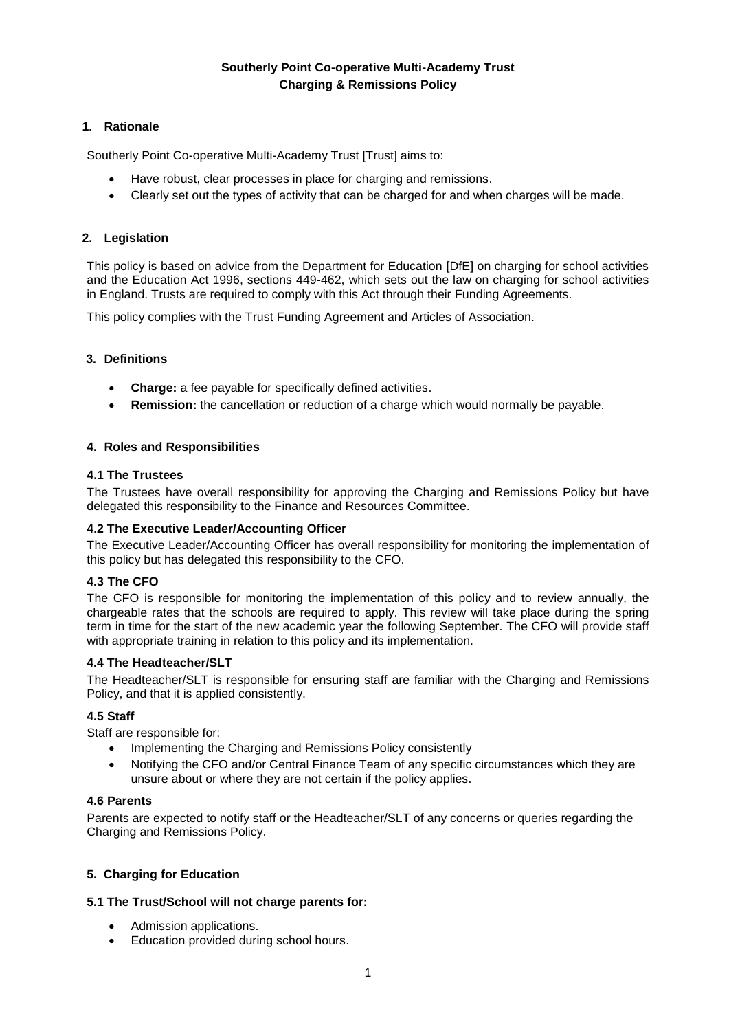**Southerly Point Co-operative Multi-Academy Trust**
**Charging & Remissions Policy**

## 1. Rationale

Southerly Point Co-operative Multi-Academy Trust [Trust] aims to:

- Have robust, clear processes in place for charging and remissions.
- Clearly set out the types of activity that can be charged for and when charges will be made.

## 2. Legislation

This policy is based on advice from the Department for Education [DfE] on charging for school activities and the Education Act 1996, sections 449-462, which sets out the law on charging for school activities in England. Trusts are required to comply with this Act through their Funding Agreements.

This policy complies with the Trust Funding Agreement and Articles of Association.

## 3. Definitions

- **Charge:** a fee payable for specifically defined activities.
- **Remission:** the cancellation or reduction of a charge which would normally be payable.

## 4. Roles and Responsibilities

### 4.1 The Trustees

The Trustees have overall responsibility for approving the Charging and Remissions Policy but have delegated this responsibility to the Finance and Resources Committee.

### 4.2 The Executive Leader/Accounting Officer

The Executive Leader/Accounting Officer has overall responsibility for monitoring the implementation of this policy but has delegated this responsibility to the CFO.

### 4.3 The CFO

The CFO is responsible for monitoring the implementation of this policy and to review annually, the chargeable rates that the schools are required to apply. This review will take place during the spring term in time for the start of the new academic year the following September. The CFO will provide staff with appropriate training in relation to this policy and its implementation.

### 4.4 The Headteacher/SLT

The Headteacher/SLT is responsible for ensuring staff are familiar with the Charging and Remissions Policy, and that it is applied consistently.

### 4.5 Staff

Staff are responsible for:

- Implementing the Charging and Remissions Policy consistently
- Notifying the CFO and/or Central Finance Team of any specific circumstances which they are unsure about or where they are not certain if the policy applies.

### 4.6 Parents

Parents are expected to notify staff or the Headteacher/SLT of any concerns or queries regarding the Charging and Remissions Policy.

## 5. Charging for Education

### 5.1 The Trust/School will not charge parents for:

- Admission applications.
- Education provided during school hours.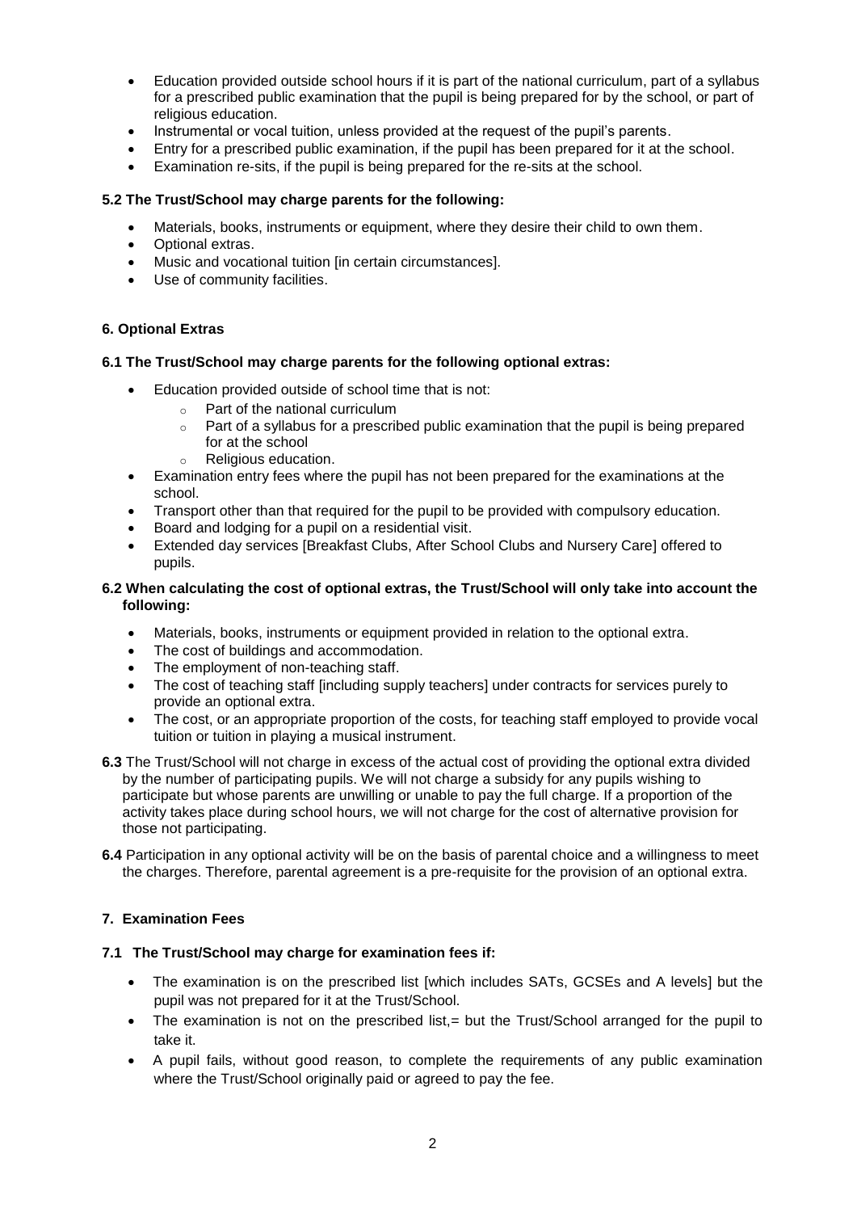- Education provided outside school hours if it is part of the national curriculum, part of a syllabus for a prescribed public examination that the pupil is being prepared for by the school, or part of religious education.
- Instrumental or vocal tuition, unless provided at the request of the pupil's parents.
- Entry for a prescribed public examination, if the pupil has been prepared for it at the school.
- Examination re-sits, if the pupil is being prepared for the re-sits at the school.

**5.2 The Trust/School may charge parents for the following:**

- Materials, books, instruments or equipment, where they desire their child to own them.
- Optional extras.
- Music and vocational tuition [in certain circumstances].
- Use of community facilities.

## 6. Optional Extras

**6.1 The Trust/School may charge parents for the following optional extras:**

- Education provided outside of school time that is not:
  - Part of the national curriculum
  - Part of a syllabus for a prescribed public examination that the pupil is being prepared for at the school
  - Religious education.
- Examination entry fees where the pupil has not been prepared for the examinations at the school.
- Transport other than that required for the pupil to be provided with compulsory education.
- Board and lodging for a pupil on a residential visit.
- Extended day services [Breakfast Clubs, After School Clubs and Nursery Care] offered to pupils.

**6.2 When calculating the cost of optional extras, the Trust/School will only take into account the following:**

- Materials, books, instruments or equipment provided in relation to the optional extra.
- The cost of buildings and accommodation.
- The employment of non-teaching staff.
- The cost of teaching staff [including supply teachers] under contracts for services purely to provide an optional extra.
- The cost, or an appropriate proportion of the costs, for teaching staff employed to provide vocal tuition or tuition in playing a musical instrument.

**6.3** The Trust/School will not charge in excess of the actual cost of providing the optional extra divided by the number of participating pupils. We will not charge a subsidy for any pupils wishing to participate but whose parents are unwilling or unable to pay the full charge. If a proportion of the activity takes place during school hours, we will not charge for the cost of alternative provision for those not participating.

**6.4** Participation in any optional activity will be on the basis of parental choice and a willingness to meet the charges. Therefore, parental agreement is a pre-requisite for the provision of an optional extra.

## 7. Examination Fees

**7.1 The Trust/School may charge for examination fees if:**

- The examination is on the prescribed list [which includes SATs, GCSEs and A levels] but the pupil was not prepared for it at the Trust/School.
- The examination is not on the prescribed list,= but the Trust/School arranged for the pupil to take it.
- A pupil fails, without good reason, to complete the requirements of any public examination where the Trust/School originally paid or agreed to pay the fee.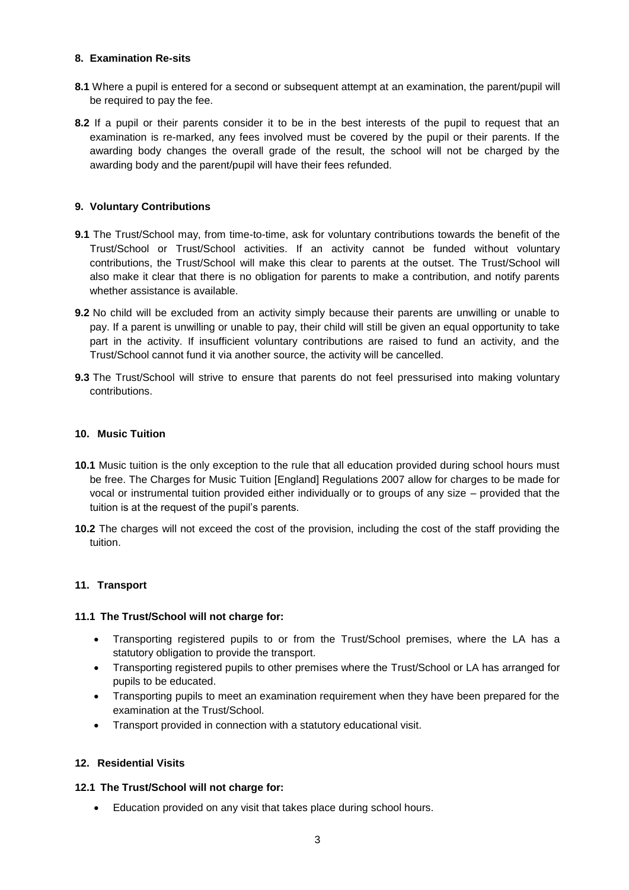## 8. Examination Re-sits

**8.1** Where a pupil is entered for a second or subsequent attempt at an examination, the parent/pupil will be required to pay the fee.

**8.2** If a pupil or their parents consider it to be in the best interests of the pupil to request that an examination is re-marked, any fees involved must be covered by the pupil or their parents. If the awarding body changes the overall grade of the result, the school will not be charged by the awarding body and the parent/pupil will have their fees refunded.

## 9. Voluntary Contributions

**9.1** The Trust/School may, from time-to-time, ask for voluntary contributions towards the benefit of the Trust/School or Trust/School activities. If an activity cannot be funded without voluntary contributions, the Trust/School will make this clear to parents at the outset. The Trust/School will also make it clear that there is no obligation for parents to make a contribution, and notify parents whether assistance is available.

**9.2** No child will be excluded from an activity simply because their parents are unwilling or unable to pay. If a parent is unwilling or unable to pay, their child will still be given an equal opportunity to take part in the activity. If insufficient voluntary contributions are raised to fund an activity, and the Trust/School cannot fund it via another source, the activity will be cancelled.

**9.3** The Trust/School will strive to ensure that parents do not feel pressurised into making voluntary contributions.

## 10. Music Tuition

**10.1** Music tuition is the only exception to the rule that all education provided during school hours must be free. The Charges for Music Tuition [England] Regulations 2007 allow for charges to be made for vocal or instrumental tuition provided either individually or to groups of any size – provided that the tuition is at the request of the pupil's parents.

**10.2** The charges will not exceed the cost of the provision, including the cost of the staff providing the tuition.

## 11. Transport

### 11.1 The Trust/School will not charge for:

- Transporting registered pupils to or from the Trust/School premises, where the LA has a statutory obligation to provide the transport.
- Transporting registered pupils to other premises where the Trust/School or LA has arranged for pupils to be educated.
- Transporting pupils to meet an examination requirement when they have been prepared for the examination at the Trust/School.
- Transport provided in connection with a statutory educational visit.

## 12. Residential Visits

### 12.1 The Trust/School will not charge for:

- Education provided on any visit that takes place during school hours.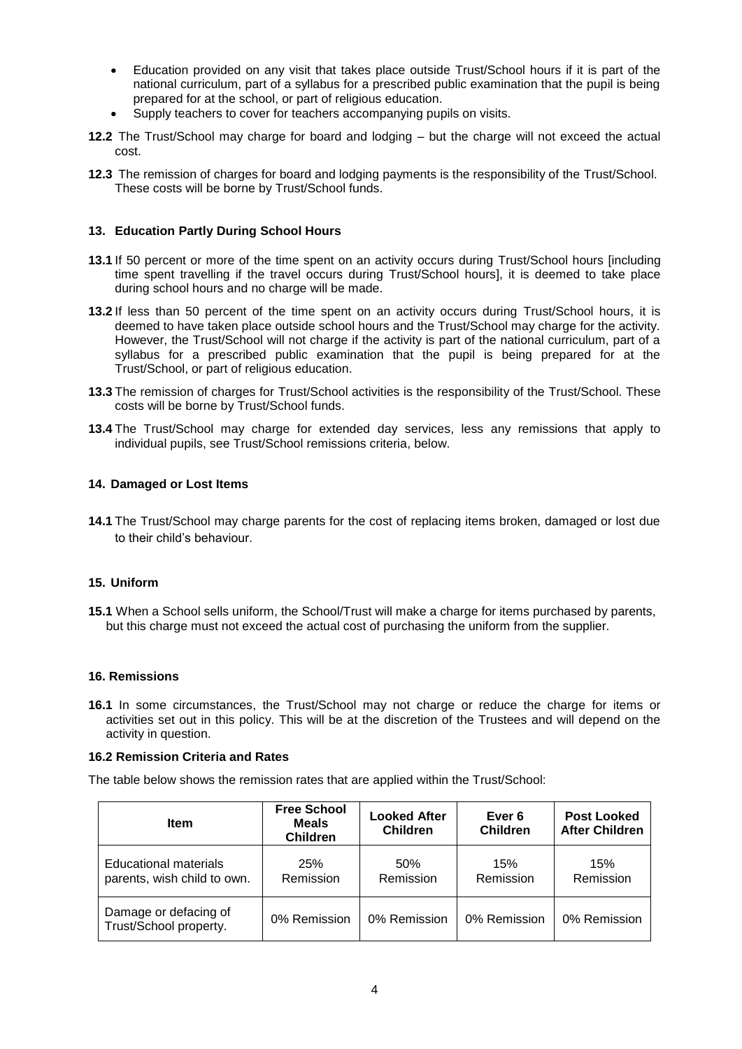- Education provided on any visit that takes place outside Trust/School hours if it is part of the national curriculum, part of a syllabus for a prescribed public examination that the pupil is being prepared for at the school, or part of religious education.
- Supply teachers to cover for teachers accompanying pupils on visits.

**12.2** The Trust/School may charge for board and lodging – but the charge will not exceed the actual cost.

**12.3** The remission of charges for board and lodging payments is the responsibility of the Trust/School. These costs will be borne by Trust/School funds.

## 13. Education Partly During School Hours

**13.1** If 50 percent or more of the time spent on an activity occurs during Trust/School hours [including time spent travelling if the travel occurs during Trust/School hours], it is deemed to take place during school hours and no charge will be made.

**13.2** If less than 50 percent of the time spent on an activity occurs during Trust/School hours, it is deemed to have taken place outside school hours and the Trust/School may charge for the activity. However, the Trust/School will not charge if the activity is part of the national curriculum, part of a syllabus for a prescribed public examination that the pupil is being prepared for at the Trust/School, or part of religious education.

**13.3** The remission of charges for Trust/School activities is the responsibility of the Trust/School. These costs will be borne by Trust/School funds.

**13.4** The Trust/School may charge for extended day services, less any remissions that apply to individual pupils, see Trust/School remissions criteria, below.

## 14. Damaged or Lost Items

**14.1** The Trust/School may charge parents for the cost of replacing items broken, damaged or lost due to their child's behaviour.

## 15. Uniform

**15.1** When a School sells uniform, the School/Trust will make a charge for items purchased by parents, but this charge must not exceed the actual cost of purchasing the uniform from the supplier.

## 16. Remissions

**16.1** In some circumstances, the Trust/School may not charge or reduce the charge for items or activities set out in this policy. This will be at the discretion of the Trustees and will depend on the activity in question.

### 16.2 Remission Criteria and Rates

The table below shows the remission rates that are applied within the Trust/School:

| Item | Free School Meals Children | Looked After Children | Ever 6 Children | Post Looked After Children |
|---|---|---|---|---|
| Educational materials parents, wish child to own. | 25% Remission | 50% Remission | 15% Remission | 15% Remission |
| Damage or defacing of Trust/School property. | 0% Remission | 0% Remission | 0% Remission | 0% Remission |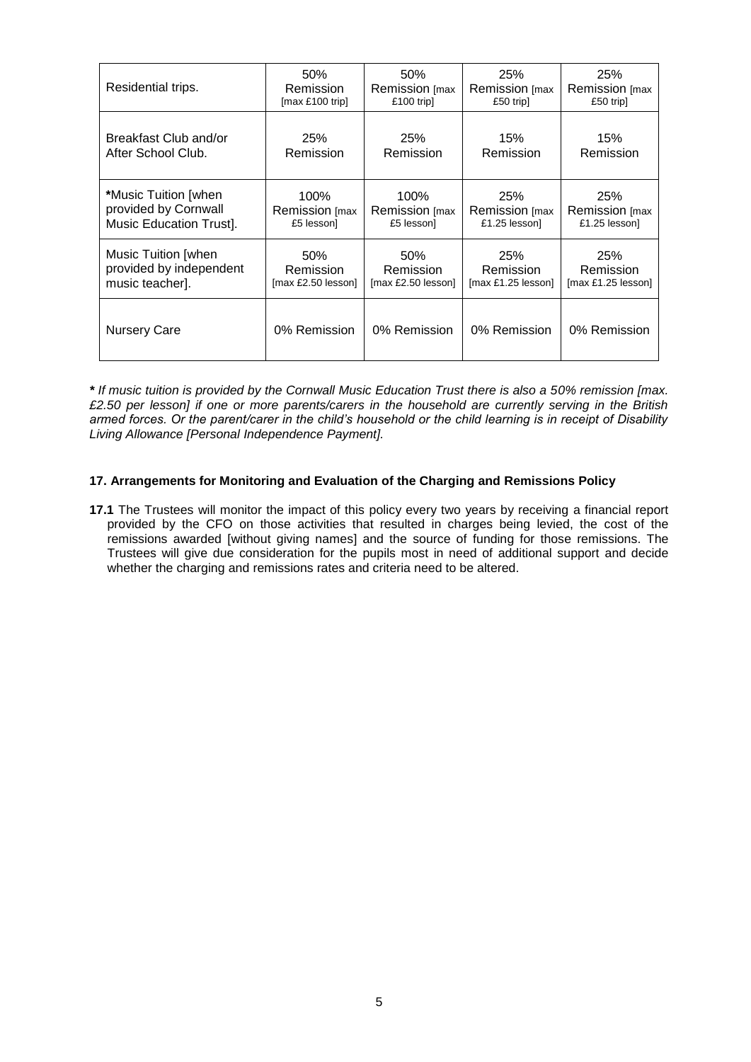| Residential trips. | 50% Remission [max £100 trip] | 50% Remission [max £100 trip] | 25% Remission [max £50 trip] | 25% Remission [max £50 trip] |
|---|---|---|---|---|
| Breakfast Club and/or After School Club. | 25% Remission | 25% Remission | 15% Remission | 15% Remission |
| ***Music Tuition [when provided by Cornwall Music Education Trust].** | 100% Remission [max £5 lesson] | 100% Remission [max £5 lesson] | 25% Remission [max £1.25 lesson] | 25% Remission [max £1.25 lesson] |
| Music Tuition [when provided by independent music teacher]. | 50% Remission [max £2.50 lesson] | 50% Remission [max £2.50 lesson] | 25% Remission [max £1.25 lesson] | 25% Remission [max £1.25 lesson] |
| Nursery Care | 0% Remission | 0% Remission | 0% Remission | 0% Remission |

***** *If music tuition is provided by the Cornwall Music Education Trust there is also a 50% remission [max. £2.50 per lesson] if one or more parents/carers in the household are currently serving in the British armed forces. Or the parent/carer in the child's household or the child learning is in receipt of Disability Living Allowance [Personal Independence Payment].*

### 17. Arrangements for Monitoring and Evaluation of the Charging and Remissions Policy

**17.1** The Trustees will monitor the impact of this policy every two years by receiving a financial report provided by the CFO on those activities that resulted in charges being levied, the cost of the remissions awarded [without giving names] and the source of funding for those remissions. The Trustees will give due consideration for the pupils most in need of additional support and decide whether the charging and remissions rates and criteria need to be altered.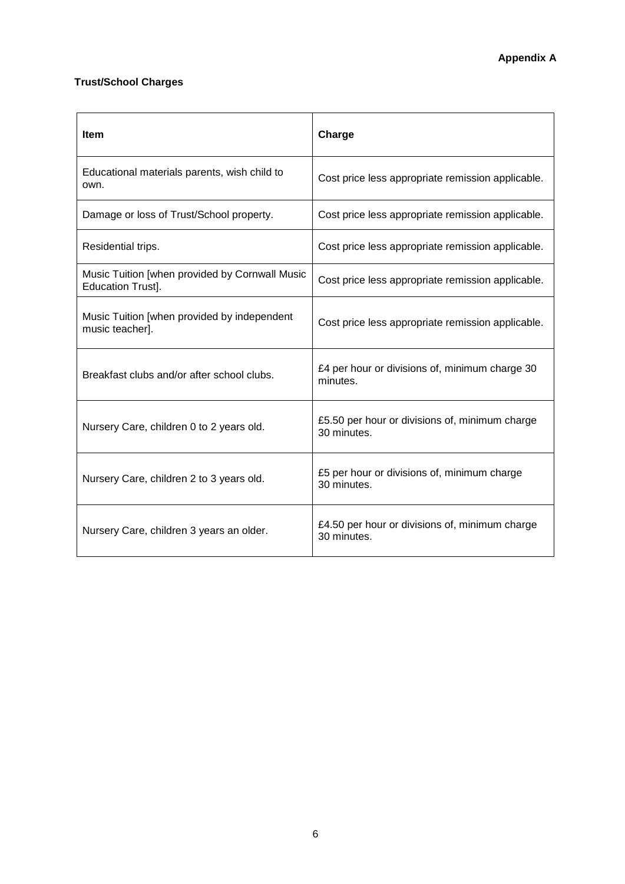**Appendix A**

**Trust/School Charges**

| **Item** | **Charge** |
|---|---|
| Educational materials parents, wish child to own. | Cost price less appropriate remission applicable. |
| Damage or loss of Trust/School property. | Cost price less appropriate remission applicable. |
| Residential trips. | Cost price less appropriate remission applicable. |
| Music Tuition [when provided by Cornwall Music Education Trust]. | Cost price less appropriate remission applicable. |
| Music Tuition [when provided by independent music teacher]. | Cost price less appropriate remission applicable. |
| Breakfast clubs and/or after school clubs. | £4 per hour or divisions of, minimum charge 30 minutes. |
| Nursery Care, children 0 to 2 years old. | £5.50 per hour or divisions of, minimum charge 30 minutes. |
| Nursery Care, children 2 to 3 years old. | £5 per hour or divisions of, minimum charge 30 minutes. |
| Nursery Care, children 3 years an older. | £4.50 per hour or divisions of, minimum charge 30 minutes. |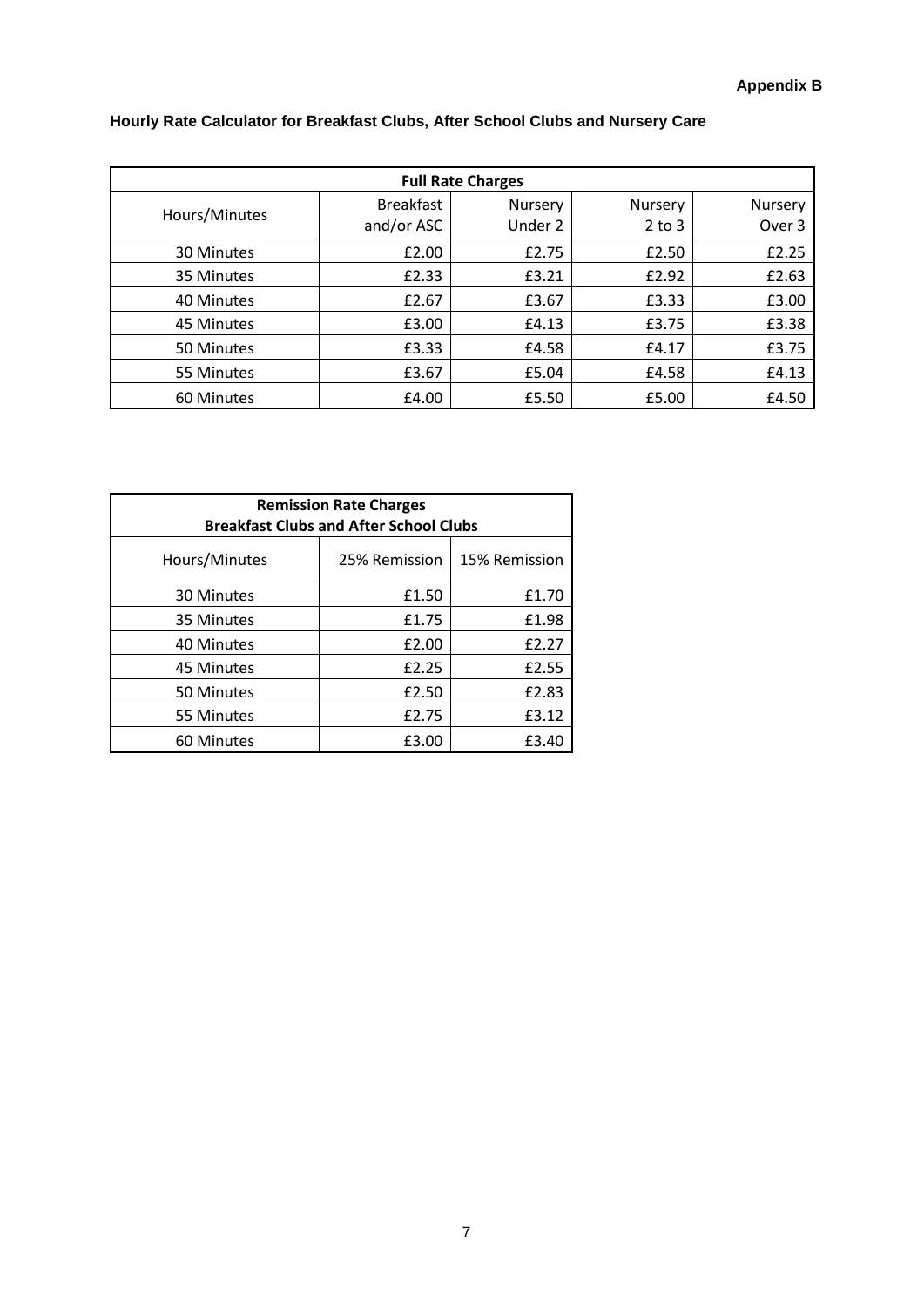**Appendix B**

**Hourly Rate Calculator for Breakfast Clubs, After School Clubs and Nursery Care**

| Full Rate Charges | | | | |
|---|---|---|---|---|
| Hours/Minutes | Breakfast and/or ASC | Nursery Under 2 | Nursery 2 to 3 | Nursery Over 3 |
| 30 Minutes | £2.00 | £2.75 | £2.50 | £2.25 |
| 35 Minutes | £2.33 | £3.21 | £2.92 | £2.63 |
| 40 Minutes | £2.67 | £3.67 | £3.33 | £3.00 |
| 45 Minutes | £3.00 | £4.13 | £3.75 | £3.38 |
| 50 Minutes | £3.33 | £4.58 | £4.17 | £3.75 |
| 55 Minutes | £3.67 | £5.04 | £4.58 | £4.13 |
| 60 Minutes | £4.00 | £5.50 | £5.00 | £4.50 |

| Remission Rate Charges Breakfast Clubs and After School Clubs | | |
|---|---|---|
| Hours/Minutes | 25% Remission | 15% Remission |
| 30 Minutes | £1.50 | £1.70 |
| 35 Minutes | £1.75 | £1.98 |
| 40 Minutes | £2.00 | £2.27 |
| 45 Minutes | £2.25 | £2.55 |
| 50 Minutes | £2.50 | £2.83 |
| 55 Minutes | £2.75 | £3.12 |
| 60 Minutes | £3.00 | £3.40 |